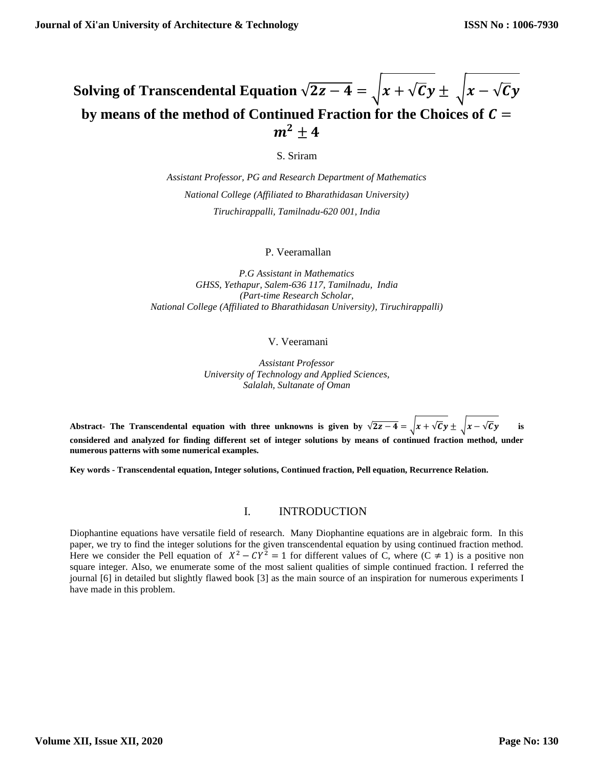# Solving of Transcendental Equation $\sqrt{2z-4} = \sqrt{x+\sqrt{C}y} \pm \sqrt{x-\sqrt{C}y}$ by means of the method of Continued Fraction for the Choices of $C = m^2 \pm 4$

S. Sriram

*Assistant Professor, PG and Research Department of Mathematics*

*National College (Affiliated to Bharathidasan University)*

*Tiruchirappalli, Tamilnadu-620 001, India*

P. Veeramallan

*P.G Assistant in Mathematics*
*GHSS, Yethapur, Salem-636 117, Tamilnadu, India*
*(Part-time Research Scholar,*
*National College (Affiliated to Bharathidasan University), Tiruchirappalli)*

V. Veeramani

*Assistant Professor*
*University of Technology and Applied Sciences,*
*Salalah, Sultanate of Oman*

**Abstract- The Transcendental equation with three unknowns is given by $\sqrt{2z-4} = \sqrt{x+\sqrt{C}y} \pm \sqrt{x-\sqrt{C}y}$ is considered and analyzed for finding different set of integer solutions by means of continued fraction method, under numerous patterns with some numerical examples.**

**Key words - Transcendental equation, Integer solutions, Continued fraction, Pell equation, Recurrence Relation.**

## I. INTRODUCTION

Diophantine equations have versatile field of research. Many Diophantine equations are in algebraic form. In this paper, we try to find the integer solutions for the given transcendental equation by using continued fraction method. Here we consider the Pell equation of $X^2 - CY^2 = 1$ for different values of C, where ($C \neq 1$) is a positive non square integer. Also, we enumerate some of the most salient qualities of simple continued fraction. I referred the journal [6] in detailed but slightly flawed book [3] as the main source of an inspiration for numerous experiments I have made in this problem.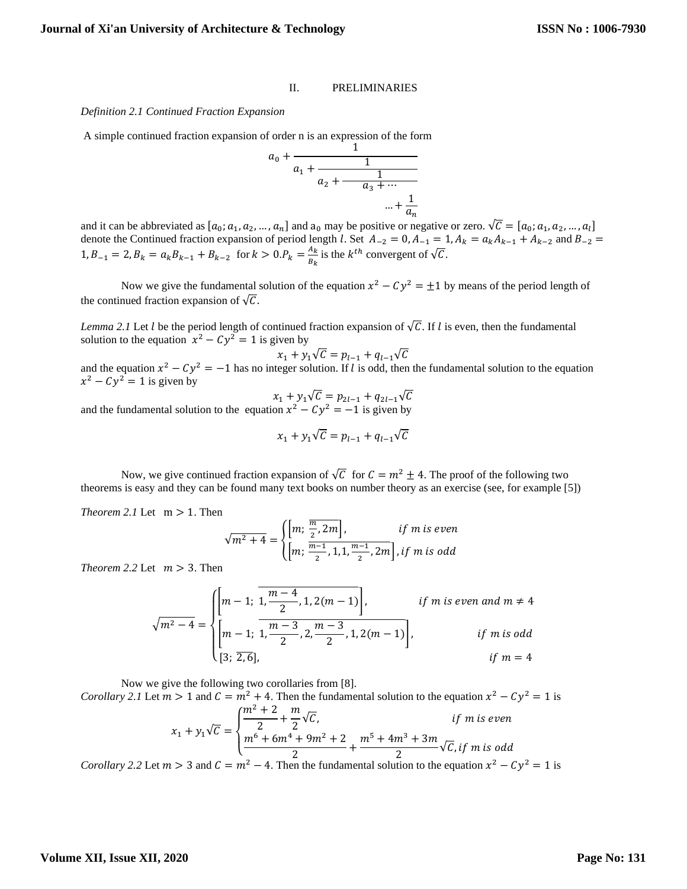## II. PRELIMINARIES

*Definition 2.1 Continued Fraction Expansion*

A simple continued fraction expansion of order n is an expression of the form

$$a_0 + \cfrac{1}{a_1 + \cfrac{1}{a_2 + \cfrac{1}{a_3 + \cdots \cfrac{}{\dots + \cfrac{1}{a_n}}}}}$$

and it can be abbreviated as $[a_0; a_1, a_2, \dots, a_n]$ and $a_0$ may be positive or negative or zero. $\sqrt{C} = [a_0; a_1, a_2, \dots, a_l]$ denote the Continued fraction expansion of period length $l$. Set $A_{-2} = 0, A_{-1} = 1, A_k = a_k A_{k-1} + A_{k-2}$ and $B_{-2} = 1, B_{-1} = 2, B_k = a_k B_{k-1} + B_{k-2}$ for $k > 0.P_k = \frac{A_k}{B_k}$ is the $k^{th}$ convergent of $\sqrt{C}$.

Now we give the fundamental solution of the equation $x^2 - Cy^2 = \pm 1$ by means of the period length of the continued fraction expansion of $\sqrt{C}$.

*Lemma 2.1* Let $l$ be the period length of continued fraction expansion of $\sqrt{C}$. If $l$ is even, then the fundamental solution to the equation $x^2 - Cy^2 = 1$ is given by

$$x_1 + y_1\sqrt{C} = p_{l-1} + q_{l-1}\sqrt{C}$$

and the equation $x^2 - Cy^2 = -1$ has no integer solution. If $l$ is odd, then the fundamental solution to the equation $x^2 - Cy^2 = 1$ is given by

$$x_1 + y_1\sqrt{C} = p_{2l-1} + q_{2l-1}\sqrt{C}$$

and the fundamental solution to the equation $x^2 - Cy^2 = -1$ is given by

$$x_1 + y_1\sqrt{C} = p_{l-1} + q_{l-1}\sqrt{C}$$

Now, we give continued fraction expansion of $\sqrt{C}$ for $C = m^2 \pm 4$. The proof of the following two theorems is easy and they can be found many text books on number theory as an exercise (see, for example [5])

*Theorem 2.1* Let $m > 1$. Then

$$\sqrt{m^2+4} = \begin{cases} \left[m; \overline{\frac{m}{2}, 2m}\right], & if\ m\ is\ even \\ \left[m; \overline{\frac{m-1}{2}, 1, 1, \frac{m-1}{2}, 2m}\right], & if\ m\ is\ odd \end{cases}$$

*Theorem 2.2* Let $m > 3$. Then

$$\sqrt{m^2-4} = \begin{cases} \left[m-1;\ \overline{1, \frac{m-4}{2}, 1, 2(m-1)}\right], & if\ m\ is\ even\ and\ m \neq 4 \\ \left[m-1;\ \overline{1, \frac{m-3}{2}, 2, \frac{m-3}{2}, 1, 2(m-1)}\right], & if\ m\ is\ odd \\ [3;\ \overline{2, 6}], & if\ m = 4 \end{cases}$$

Now we give the following two corollaries from [8].

*Corollary 2.1* Let $m > 1$ and $C = m^2 + 4$. Then the fundamental solution to the equation $x^2 - Cy^2 = 1$ is

$$x_1 + y_1\sqrt{C} = \begin{cases} \frac{m^2+2}{2} + \frac{m}{2}\sqrt{C}, & if\ m\ is\ even \\ \frac{m^6+6m^4+9m^2+2}{2} + \frac{m^5+4m^3+3m}{2}\sqrt{C}, & if\ m\ is\ odd \end{cases}$$

*Corollary 2.2* Let $m > 3$ and $C = m^2 - 4$. Then the fundamental solution to the equation $x^2 - Cy^2 = 1$ is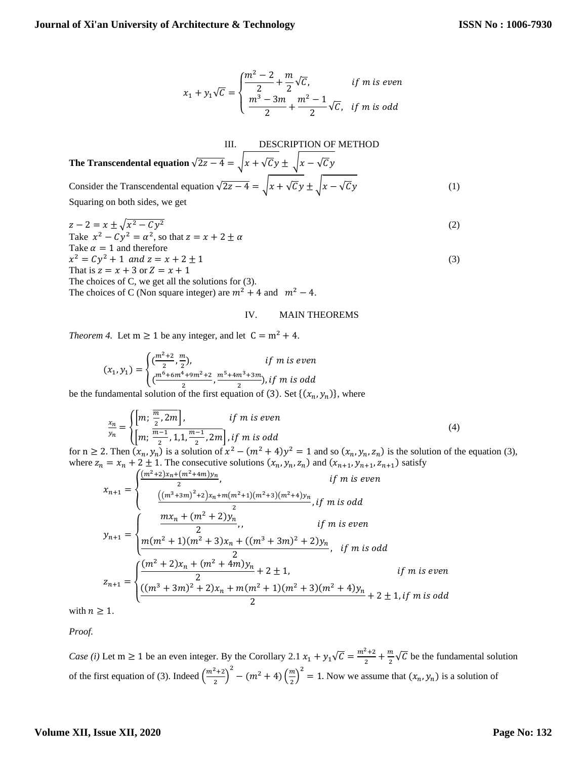$$x_1 + y_1\sqrt{C} = \begin{cases} \dfrac{m^2-2}{2} + \dfrac{m}{2}\sqrt{C}, & if\ m\ is\ even \\ \dfrac{m^3-3m}{2} + \dfrac{m^2-1}{2}\sqrt{C}, & if\ m\ is\ odd \end{cases}$$

## III. DESCRIPTION OF METHOD

**The Transcendental equation** $\sqrt{2z-4} = \sqrt{x+\sqrt{C}y} \pm \sqrt{x-\sqrt{C}y}$

Consider the Transcendental equation $\sqrt{2z-4} = \sqrt{x+\sqrt{C}y} \pm \sqrt{x-\sqrt{C}y}$ (1)

Squaring on both sides, we get

$z - 2 = x \pm \sqrt{x^2 - Cy^2}$ (2)

Take $x^2 - Cy^2 = \alpha^2$, so that $z = x + 2 \pm \alpha$

Take $\alpha = 1$ and therefore

$x^2 = Cy^2 + 1\ \ and\ z = x + 2 \pm 1$ (3)

That is $z = x + 3$ or $Z = x + 1$

The choices of C, we get all the solutions for (3).

The choices of C (Non square integer) are $m^2 + 4$ and $m^2 - 4$.

## IV. MAIN THEOREMS

*Theorem 4.* Let $\mathrm{m} \geq 1$ be any integer, and let $\mathrm{C} = \mathrm{m}^2 + 4$.

$$(x_1, y_1) = \begin{cases} \left(\frac{m^2+2}{2}, \frac{m}{2}\right), & if\ m\ is\ even \\ \left(\frac{m^6+6m^4+9m^2+2}{2}, \frac{m^5+4m^3+3m}{2}\right), & if\ m\ is\ odd \end{cases}$$

be the fundamental solution of the first equation of (3). Set $\{(x_n, y_n)\}$, where

$$\frac{x_n}{y_n} = \begin{cases} \left[m; \overline{\frac{m}{2}, 2m}\right], & if\ m\ is\ even \\ \left[m; \overline{\frac{m-1}{2}, 1, 1, \frac{m-1}{2}, 2m}\right], & if\ m\ is\ odd \end{cases} \quad (4)$$

for $n \geq 2$. Then $(x_n, y_n)$ is a solution of $x^2 - (m^2+4)y^2 = 1$ and so $(x_n, y_n, z_n)$ is the solution of the equation (3), where $z_n = x_n + 2 \pm 1$. The consecutive solutions $(x_n, y_n, z_n)$ and $(x_{n+1}, y_{n+1}, z_{n+1})$ satisfy

$$x_{n+1} = \begin{cases} \frac{(m^2+2)x_n + (m^2+4m)y_n}{2}, & if\ m\ is\ even \\ \frac{\left((m^3+3m)^2+2\right)x_n + m(m^2+1)(m^2+3)(m^2+4)y_n}{2}, & if\ m\ is\ odd \end{cases}$$

$$y_{n+1} = \begin{cases} \dfrac{mx_n + (m^2+2)y_n}{2},, & if\ m\ is\ even \\ \dfrac{m(m^2+1)(m^2+3)x_n + ((m^3+3m)^2+2)y_n}{2}, & if\ m\ is\ odd \end{cases}$$

$$z_{n+1} = \begin{cases} \dfrac{(m^2+2)x_n + (m^2+4m)y_n}{2} + 2 \pm 1, & if\ m\ is\ even \\ \dfrac{((m^3+3m)^2+2)x_n + m(m^2+1)(m^2+3)(m^2+4)y_n}{2} + 2 \pm 1, & if\ m\ is\ odd \end{cases}$$

with $n \geq 1$.

*Proof.*

*Case (i)* Let $\mathrm{m} \geq 1$ be an even integer. By the Corollary 2.1 $x_1 + y_1\sqrt{C} = \frac{m^2+2}{2} + \frac{m}{2}\sqrt{C}$ be the fundamental solution of the first equation of (3). Indeed $\left(\frac{m^2+2}{2}\right)^2 - (m^2+4)\left(\frac{m}{2}\right)^2 = 1$. Now we assume that $(x_n, y_n)$ is a solution of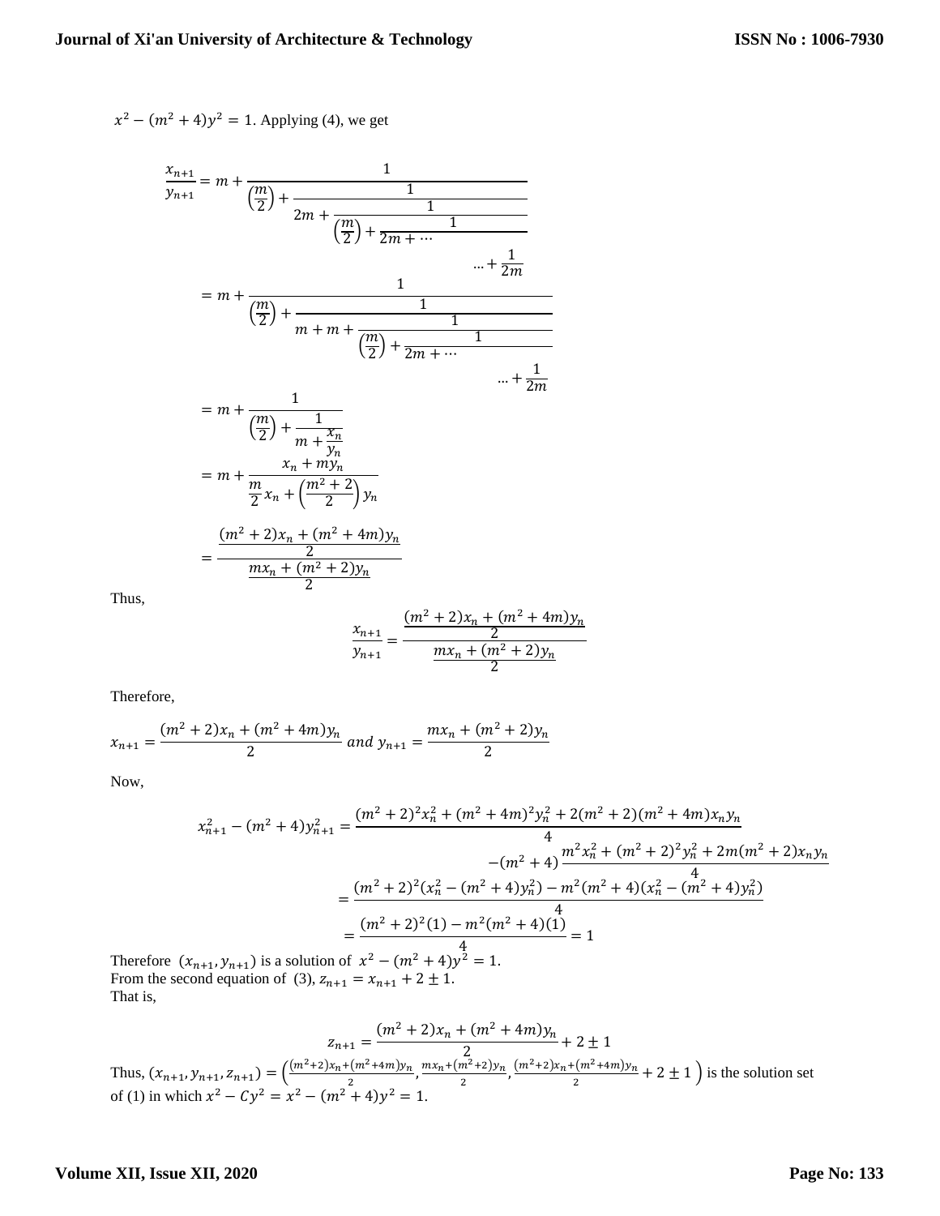$x^2 - (m^2+4)y^2 = 1$. Applying (4), we get

$$
\begin{aligned}
\frac{x_{n+1}}{y_{n+1}} &= m + \cfrac{1}{\left(\frac{m}{2}\right) + \cfrac{1}{2m + \cfrac{1}{\left(\frac{m}{2}\right) + \cfrac{1}{2m + \cdots \cfrac{}{\ldots + \cfrac{1}{2m}}}}}} \\
&= m + \cfrac{1}{\left(\frac{m}{2}\right) + \cfrac{1}{m + m + \cfrac{1}{\left(\frac{m}{2}\right) + \cfrac{1}{2m + \cdots \cfrac{}{\ldots + \cfrac{1}{2m}}}}}} \\
&= m + \cfrac{1}{\left(\frac{m}{2}\right) + \cfrac{1}{m + \frac{x_n}{y_n}}} \\
&= m + \frac{x_n + my_n}{\frac{m}{2}x_n + \left(\frac{m^2+2}{2}\right)y_n} \\
&= \frac{\frac{(m^2+2)x_n + (m^2+4m)y_n}{2}}{\frac{mx_n + (m^2+2)y_n}{2}}
\end{aligned}
$$

Thus,

$$\frac{x_{n+1}}{y_{n+1}} = \frac{\frac{(m^2+2)x_n + (m^2+4m)y_n}{2}}{\frac{mx_n + (m^2+2)y_n}{2}}$$

Therefore,

$$x_{n+1} = \frac{(m^2+2)x_n + (m^2+4m)y_n}{2} \text{ and } y_{n+1} = \frac{mx_n + (m^2+2)y_n}{2}$$

Now,

$$
\begin{aligned}
x_{n+1}^2 - (m^2+4)y_{n+1}^2 &= \frac{(m^2+2)^2x_n^2 + (m^2+4m)^2y_n^2 + 2(m^2+2)(m^2+4m)x_ny_n}{4} \\
&\quad - (m^2+4)\frac{m^2x_n^2 + (m^2+2)^2y_n^2 + 2m(m^2+2)x_ny_n}{4} \\
&= \frac{(m^2+2)^2(x_n^2 - (m^2+4)y_n^2) - m^2(m^2+4)(x_n^2 - (m^2+4)y_n^2)}{4} \\
&= \frac{(m^2+2)^2(1) - m^2(m^2+4)(1)}{4} = 1
\end{aligned}
$$

Therefore $(x_{n+1}, y_{n+1})$ is a solution of $x^2 - (m^2+4)y^2 = 1$.
From the second equation of (3), $z_{n+1} = x_{n+1} + 2 \pm 1$.
That is,

$$z_{n+1} = \frac{(m^2+2)x_n + (m^2+4m)y_n}{2} + 2 \pm 1$$

Thus, $(x_{n+1}, y_{n+1}, z_{n+1}) = \left(\frac{(m^2+2)x_n + (m^2+4m)y_n}{2}, \frac{mx_n + (m^2+2)y_n}{2}, \frac{(m^2+2)x_n + (m^2+4m)y_n}{2} + 2 \pm 1\right)$ is the solution set of (1) in which $x^2 - Cy^2 = x^2 - (m^2+4)y^2 = 1$.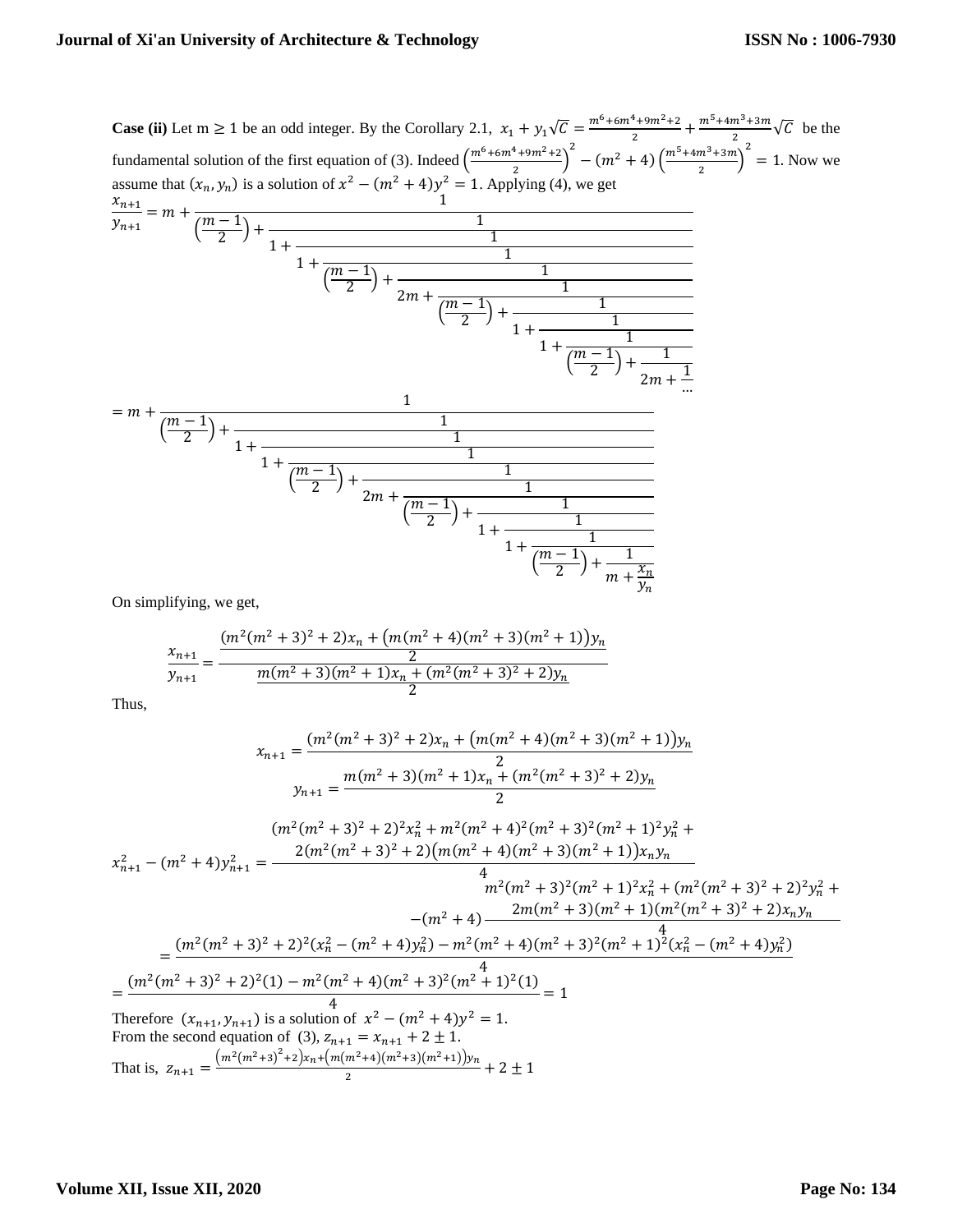**Case (ii)** Let m $\geq 1$ be an odd integer. By the Corollary 2.1, $x_1 + y_1\sqrt{C} = \frac{m^6+6m^4+9m^2+2}{2} + \frac{m^5+4m^3+3m}{2}\sqrt{C}$ be the fundamental solution of the first equation of (3). Indeed $\left(\frac{m^6+6m^4+9m^2+2}{2}\right)^2 - (m^2+4)\left(\frac{m^5+4m^3+3m}{2}\right)^2 = 1$. Now we assume that $(x_n, y_n)$ is a solution of $x^2-(m^2+4)y^2=1$. Applying (4), we get

$$\frac{x_{n+1}}{y_{n+1}} = m + \cfrac{1}{\left(\frac{m-1}{2}\right) + \cfrac{1}{1+\cfrac{1}{1+\cfrac{1}{\left(\frac{m-1}{2}\right)+\cfrac{1}{2m+\cfrac{1}{\left(\frac{m-1}{2}\right)+\cfrac{1}{1+\cfrac{1}{1+\cfrac{1}{\left(\frac{m-1}{2}\right)+\cfrac{1}{2m+\cfrac{1}{\dots}}}}}}}}}}$$

$$= m + \cfrac{1}{\left(\frac{m-1}{2}\right) + \cfrac{1}{1+\cfrac{1}{1+\cfrac{1}{\left(\frac{m-1}{2}\right)+\cfrac{1}{2m+\cfrac{1}{\left(\frac{m-1}{2}\right)+\cfrac{1}{1+\cfrac{1}{1+\cfrac{1}{\left(\frac{m-1}{2}\right)+\cfrac{1}{m+\frac{x_n}{y_n}}}}}}}}}}$$

On simplifying, we get,

$$\frac{x_{n+1}}{y_{n+1}} = \frac{\frac{(m^2(m^2+3)^2+2)x_n + \left(m(m^2+4)(m^2+3)(m^2+1)\right)y_n}{2}}{\frac{m(m^2+3)(m^2+1)x_n + (m^2(m^2+3)^2+2)y_n}{2}}$$

Thus,

$$x_{n+1} = \frac{(m^2(m^2+3)^2+2)x_n + \left(m(m^2+4)(m^2+3)(m^2+1)\right)y_n}{2}$$

$$y_{n+1} = \frac{m(m^2+3)(m^2+1)x_n + (m^2(m^2+3)^2+2)y_n}{2}$$

$$x_{n+1}^2 - (m^2+4)y_{n+1}^2 = \frac{(m^2(m^2+3)^2+2)^2x_n^2 + m^2(m^2+4)^2(m^2+3)^2(m^2+1)^2y_n^2 + 2(m^2(m^2+3)^2+2)\left(m(m^2+4)(m^2+3)(m^2+1)\right)x_ny_n}{4}$$
$$-(m^2+4)\frac{m^2(m^2+3)^2(m^2+1)^2x_n^2 + (m^2(m^2+3)^2+2)^2y_n^2 + 2m(m^2+3)(m^2+1)(m^2(m^2+3)^2+2)x_ny_n}{4}$$

$$= \frac{(m^2(m^2+3)^2+2)^2(x_n^2-(m^2+4)y_n^2) - m^2(m^2+4)(m^2+3)^2(m^2+1)^2(x_n^2-(m^2+4)y_n^2)}{4}$$

$$= \frac{(m^2(m^2+3)^2+2)^2(1) - m^2(m^2+4)(m^2+3)^2(m^2+1)^2(1)}{4} = 1$$

Therefore $(x_{n+1}, y_{n+1})$ is a solution of $x^2-(m^2+4)y^2=1$.
From the second equation of (3), $z_{n+1} = x_{n+1} + 2 \pm 1$.
That is, $z_{n+1} = \frac{\left(m^2(m^2+3)^2+2\right)x_n + \left(m(m^2+4)(m^2+3)(m^2+1)\right)y_n}{2} + 2 \pm 1$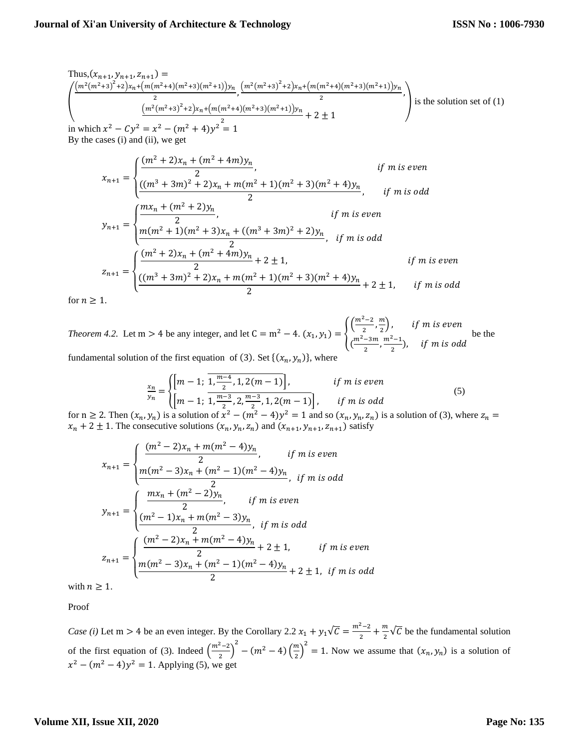Thus, $(x_{n+1}, y_{n+1}, z_{n+1}) =$

$$\left(\frac{\left(m^2(m^2+3)^2+2\right)x_n+\left(m(m^2+4)(m^2+3)(m^2+1)\right)y_n}{2}, \frac{\left(m^2(m^2+3)^2+2\right)x_n+\left(m(m^2+4)(m^2+3)(m^2+1)\right)y_n}{2}, \frac{\left(m^2(m^2+3)^2+2\right)x_n+\left(m(m^2+4)(m^2+3)(m^2+1)\right)y_n}{2}+2\pm 1\right)$$

is the solution set of (1) in which $x^2 - Cy^2 = x^2 - (m^2+4)y^2 = 1$

By the cases (i) and (ii), we get

$$x_{n+1} = \begin{cases} \dfrac{(m^2+2)x_n + (m^2+4m)y_n}{2}, & if\ m\ is\ even \\ \dfrac{((m^3+3m)^2+2)x_n + m(m^2+1)(m^2+3)(m^2+4)y_n}{2}, & if\ m\ is\ odd \end{cases}$$

$$y_{n+1} = \begin{cases} \dfrac{mx_n + (m^2+2)y_n}{2}, & if\ m\ is\ even \\ \dfrac{m(m^2+1)(m^2+3)x_n + ((m^3+3m)^2+2)y_n}{2}, & if\ m\ is\ odd \end{cases}$$

$$z_{n+1} = \begin{cases} \dfrac{(m^2+2)x_n + (m^2+4m)y_n}{2} + 2 \pm 1, & if\ m\ is\ even \\ \dfrac{((m^3+3m)^2+2)x_n + m(m^2+1)(m^2+3)(m^2+4)y_n}{2} + 2 \pm 1, & if\ m\ is\ odd \end{cases}$$

for $n \geq 1$.

*Theorem 4.2.* Let $m > 4$ be any integer, and let $C = m^2 - 4$. $(x_1, y_1) = \begin{cases} \left(\frac{m^2-2}{2}, \frac{m}{2}\right), & if\ m\ is\ even \\ \left(\frac{m^2-3m}{2}, \frac{m^2-1}{2}\right), & if\ m\ is\ odd \end{cases}$ be the fundamental solution of the first equation of (3). Set $\{(x_n, y_n)\}$, where

$$\frac{x_n}{y_n} = \begin{cases} \left[m-1;\ \overline{1, \frac{m-4}{2}, 1, 2(m-1)}\right], & if\ m\ is\ even \\ \left[m-1;\ \overline{1, \frac{m-3}{2}, 2, \frac{m-3}{2}, 1, 2(m-1)}\right], & if\ m\ is\ odd \end{cases} \tag{5}$$

for $n \geq 2$. Then $(x_n, y_n)$ is a solution of $x^2 - (m^2-4)y^2 = 1$ and so $(x_n, y_n, z_n)$ is a solution of (3), where $z_n = x_n + 2 \pm 1$. The consecutive solutions $(x_n, y_n, z_n)$ and $(x_{n+1}, y_{n+1}, z_{n+1})$ satisfy

$$x_{n+1} = \begin{cases} \dfrac{(m^2-2)x_n + m(m^2-4)y_n}{2}, & if\ m\ is\ even \\ \dfrac{m(m^2-3)x_n + (m^2-1)(m^2-4)y_n}{2}, & if\ m\ is\ odd \end{cases}$$

$$y_{n+1} = \begin{cases} \dfrac{mx_n + (m^2-2)y_n}{2}, & if\ m\ is\ even \\ \dfrac{(m^2-1)x_n + m(m^2-3)y_n}{2}, & if\ m\ is\ odd \end{cases}$$

$$z_{n+1} = \begin{cases} \dfrac{(m^2-2)x_n + m(m^2-4)y_n}{2} + 2 \pm 1, & if\ m\ is\ even \\ \dfrac{m(m^2-3)x_n + (m^2-1)(m^2-4)y_n}{2} + 2 \pm 1, & if\ m\ is\ odd \end{cases}$$

with $n \geq 1$.

Proof

*Case (i)* Let $m > 4$ be an even integer. By the Corollary 2.2 $x_1 + y_1\sqrt{C} = \frac{m^2-2}{2} + \frac{m}{2}\sqrt{C}$ be the fundamental solution of the first equation of (3). Indeed $\left(\frac{m^2-2}{2}\right)^2 - (m^2-4)\left(\frac{m}{2}\right)^2 = 1$. Now we assume that $(x_n, y_n)$ is a solution of $x^2 - (m^2-4)y^2 = 1$. Applying (5), we get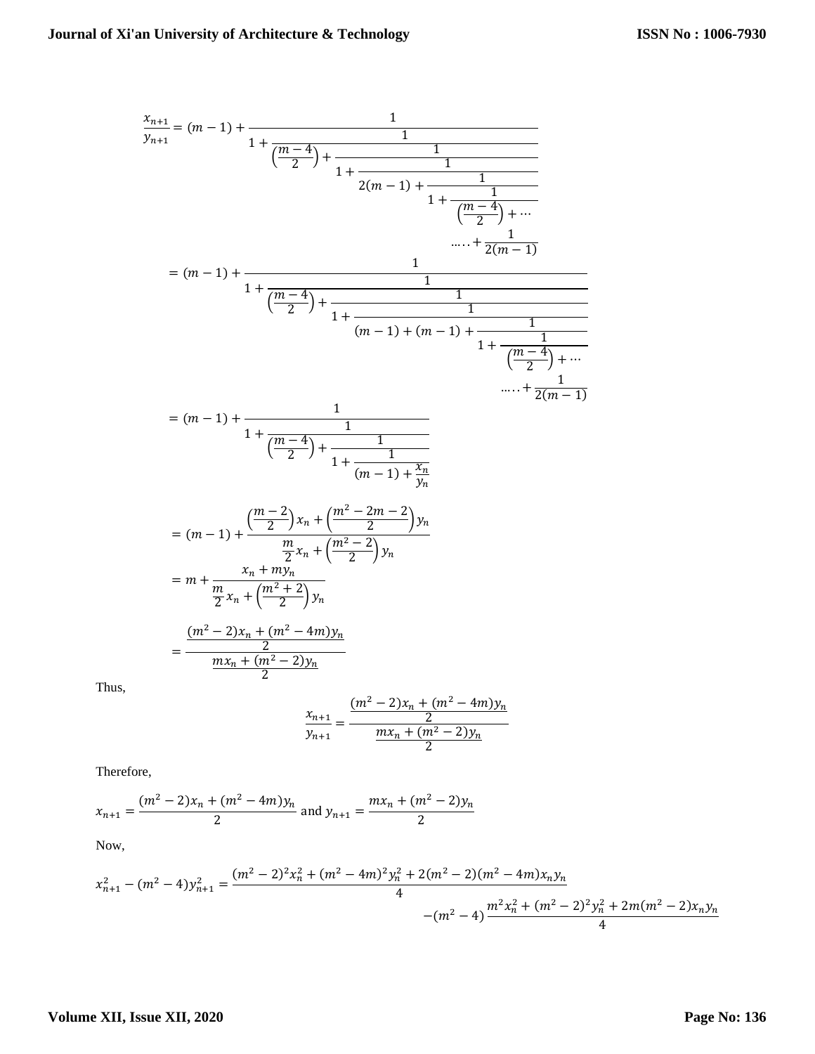$$\frac{x_{n+1}}{y_{n+1}} = (m-1) + \cfrac{1}{1 + \cfrac{1}{\left(\frac{m-4}{2}\right) + \cfrac{1}{1 + \cfrac{1}{2(m-1) + \cfrac{1}{1 + \cfrac{1}{\left(\frac{m-4}{2}\right) + \cdots \atop \ldots\ldots + \frac{1}{2(m-1)}}}}}}}$$

$$= (m-1) + \cfrac{1}{1 + \cfrac{1}{\left(\frac{m-4}{2}\right) + \cfrac{1}{1 + \cfrac{1}{(m-1) + (m-1) + \cfrac{1}{1 + \cfrac{1}{\left(\frac{m-4}{2}\right) + \cdots \atop \ldots\ldots + \frac{1}{2(m-1)}}}}}}}$$

$$= (m-1) + \cfrac{1}{1 + \cfrac{1}{\left(\frac{m-4}{2}\right) + \cfrac{1}{1 + \cfrac{1}{(m-1) + \frac{x_n}{y_n}}}}}$$

$$= (m-1) + \frac{\left(\frac{m-2}{2}\right)x_n + \left(\frac{m^2-2m-2}{2}\right)y_n}{\frac{m}{2}x_n + \left(\frac{m^2-2}{2}\right)y_n}$$

$$= m + \frac{x_n + my_n}{\frac{m}{2}x_n + \left(\frac{m^2+2}{2}\right)y_n}$$

$$= \frac{\frac{(m^2-2)x_n + (m^2-4m)y_n}{2}}{\frac{mx_n + (m^2-2)y_n}{2}}$$

Thus,

$$\frac{x_{n+1}}{y_{n+1}} = \frac{\frac{(m^2-2)x_n + (m^2-4m)y_n}{2}}{\frac{mx_n + (m^2-2)y_n}{2}}$$

Therefore,

$$x_{n+1} = \frac{(m^2-2)x_n + (m^2-4m)y_n}{2} \text{ and } y_{n+1} = \frac{mx_n + (m^2-2)y_n}{2}$$

Now,

$$x_{n+1}^2 - (m^2-4)y_{n+1}^2 = \frac{(m^2-2)^2x_n^2 + (m^2-4m)^2y_n^2 + 2(m^2-2)(m^2-4m)x_ny_n}{4} - (m^2-4)\frac{m^2x_n^2 + (m^2-2)^2y_n^2 + 2m(m^2-2)x_ny_n}{4}$$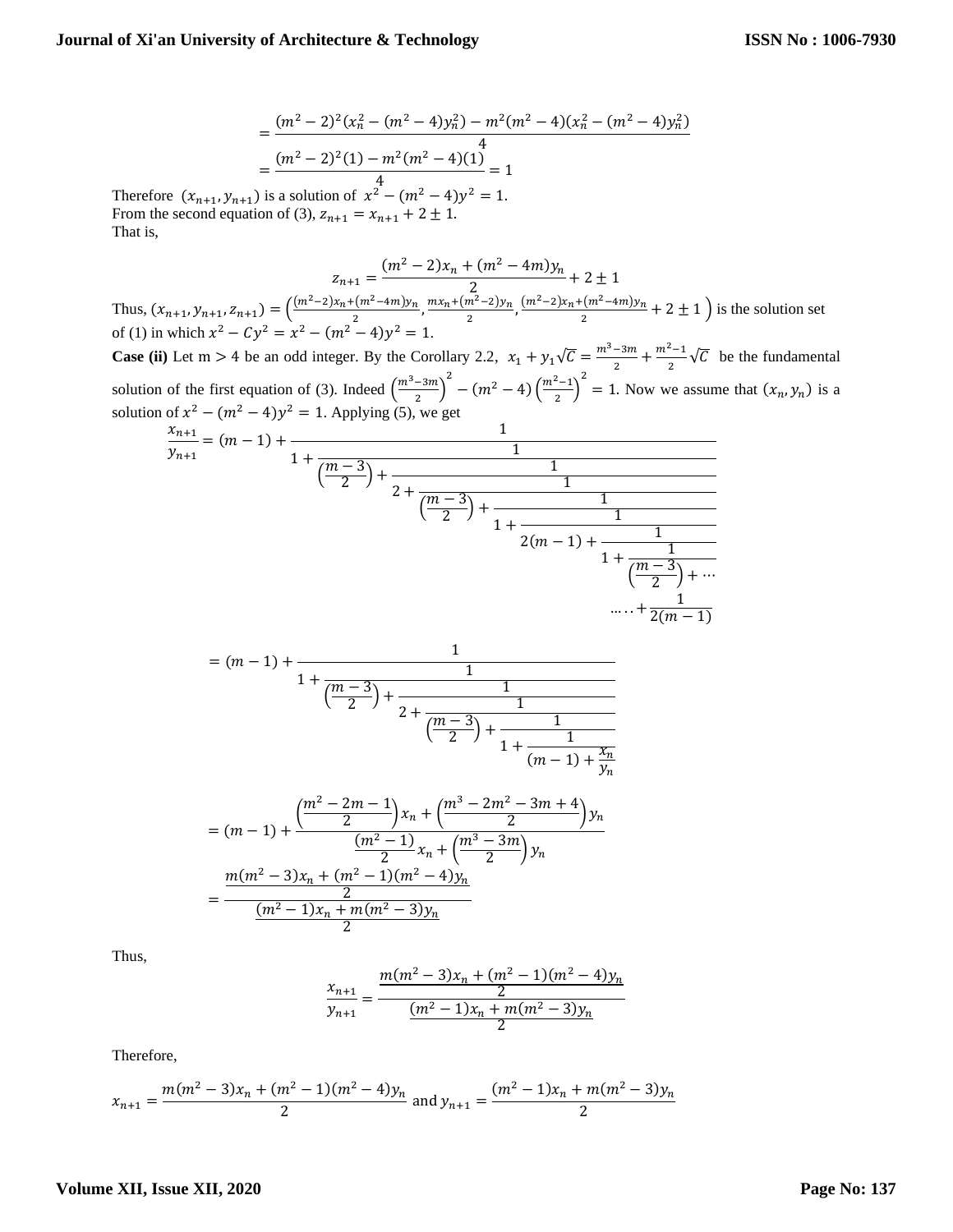$$= \frac{(m^2-2)^2(x_n^2-(m^2-4)y_n^2) - m^2(m^2-4)(x_n^2-(m^2-4)y_n^2)}{4}$$

$$= \frac{(m^2-2)^2(1) - m^2(m^2-4)(1)}{4} = 1$$

Therefore $(x_{n+1}, y_{n+1})$ is a solution of $x^2-(m^2-4)y^2 = 1$.
From the second equation of (3), $z_{n+1} = x_{n+1} + 2 \pm 1$.
That is,

$$z_{n+1} = \frac{(m^2-2)x_n + (m^2-4m)y_n}{2} + 2 \pm 1$$

Thus, $(x_{n+1}, y_{n+1}, z_{n+1}) = \left(\frac{(m^2-2)x_n+(m^2-4m)y_n}{2}, \frac{mx_n+(m^2-2)y_n}{2}, \frac{(m^2-2)x_n+(m^2-4m)y_n}{2} + 2 \pm 1\right)$ is the solution set of (1) in which $x^2 - Cy^2 = x^2-(m^2-4)y^2 = 1$.

**Case (ii)** Let $m > 4$ be an odd integer. By the Corollary 2.2, $x_1 + y_1\sqrt{C} = \frac{m^3-3m}{2} + \frac{m^2-1}{2}\sqrt{C}$ be the fundamental solution of the first equation of (3). Indeed $\left(\frac{m^3-3m}{2}\right)^2 - (m^2-4)\left(\frac{m^2-1}{2}\right)^2 = 1$. Now we assume that $(x_n, y_n)$ is a solution of $x^2-(m^2-4)y^2 = 1$. Applying (5), we get

$$\frac{x_{n+1}}{y_{n+1}} = (m-1) + \cfrac{1}{1 + \cfrac{1}{\left(\frac{m-3}{2}\right) + \cfrac{1}{2 + \cfrac{1}{\left(\frac{m-3}{2}\right) + \cfrac{1}{1 + \cfrac{1}{2(m-1) + \cfrac{1}{1 + \cfrac{1}{\left(\frac{m-3}{2}\right) + \cdots \cdots + \cfrac{1}{2(m-1)}}}}}}}}$$

$$= (m-1) + \cfrac{1}{1 + \cfrac{1}{\left(\frac{m-3}{2}\right) + \cfrac{1}{2 + \cfrac{1}{\left(\frac{m-3}{2}\right) + \cfrac{1}{1 + \cfrac{1}{(m-1) + \frac{x_n}{y_n}}}}}}}$$

$$= (m-1) + \frac{\left(\frac{m^2-2m-1}{2}\right)x_n + \left(\frac{m^3-2m^2-3m+4}{2}\right)y_n}{\frac{(m^2-1)}{2}x_n + \left(\frac{m^3-3m}{2}\right)y_n}$$

$$= \frac{\frac{m(m^2-3)x_n + (m^2-1)(m^2-4)y_n}{2}}{\frac{(m^2-1)x_n + m(m^2-3)y_n}{2}}$$

Thus,

$$\frac{x_{n+1}}{y_{n+1}} = \frac{\frac{m(m^2-3)x_n + (m^2-1)(m^2-4)y_n}{2}}{\frac{(m^2-1)x_n + m(m^2-3)y_n}{2}}$$

Therefore,

$$x_{n+1} = \frac{m(m^2-3)x_n + (m^2-1)(m^2-4)y_n}{2} \text{ and } y_{n+1} = \frac{(m^2-1)x_n + m(m^2-3)y_n}{2}$$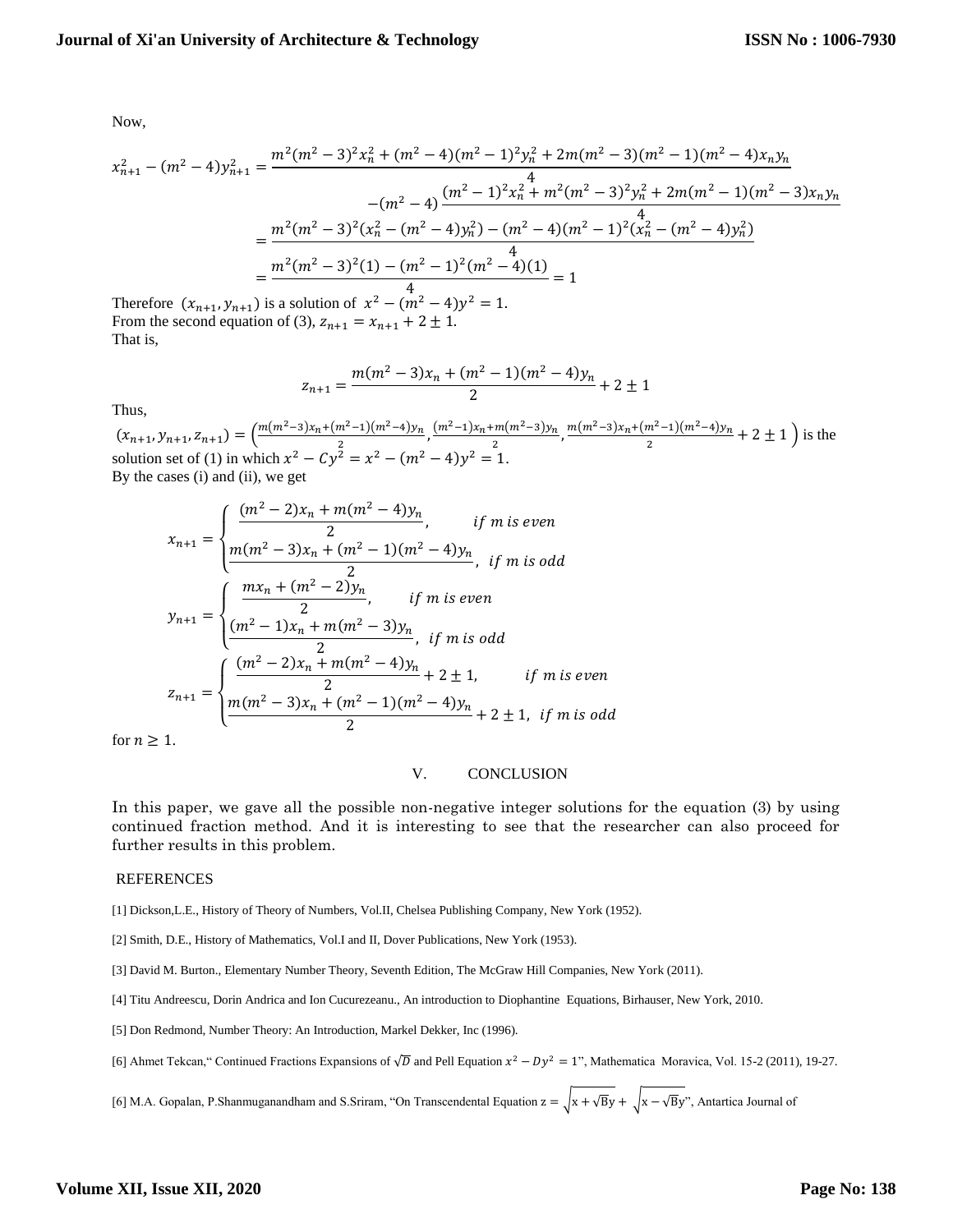Now,

$$x_{n+1}^2-(m^2-4)y_{n+1}^2=\frac{m^2(m^2-3)^2x_n^2+(m^2-4)(m^2-1)^2y_n^2+2m(m^2-3)(m^2-1)(m^2-4)x_ny_n}{4}$$

$$-(m^2-4)\frac{(m^2-1)^2x_n^2+m^2(m^2-3)^2y_n^2+2m(m^2-1)(m^2-3)x_ny_n}{4}$$

$$=\frac{m^2(m^2-3)^2(x_n^2-(m^2-4)y_n^2)-(m^2-4)(m^2-1)^2(x_n^2-(m^2-4)y_n^2)}{4}$$

$$=\frac{m^2(m^2-3)^2(1)-(m^2-1)^2(m^2-4)(1)}{4}=1$$

Therefore $(x_{n+1},y_{n+1})$ is a solution of $x^2-(m^2-4)y^2=1$.
From the second equation of (3), $z_{n+1}=x_{n+1}+2\pm 1$.
That is,

$$z_{n+1}=\frac{m(m^2-3)x_n+(m^2-1)(m^2-4)y_n}{2}+2\pm 1$$

Thus,

$(x_{n+1},y_{n+1},z_{n+1})=\left(\frac{m(m^2-3)x_n+(m^2-1)(m^2-4)y_n}{2},\frac{(m^2-1)x_n+m(m^2-3)y_n}{2},\frac{m(m^2-3)x_n+(m^2-1)(m^2-4)y_n}{2}+2\pm 1\right)$ is the solution set of (1) in which $x^2-Cy^2=x^2-(m^2-4)y^2=1$.
By the cases (i) and (ii), we get

$$x_{n+1}=\begin{cases}\dfrac{(m^2-2)x_n+m(m^2-4)y_n}{2}, & if\ m\ is\ even\\[2mm] \dfrac{m(m^2-3)x_n+(m^2-1)(m^2-4)y_n}{2}, & if\ m\ is\ odd\end{cases}$$

$$y_{n+1}=\begin{cases}\dfrac{mx_n+(m^2-2)y_n}{2}, & if\ m\ is\ even\\[2mm] \dfrac{(m^2-1)x_n+m(m^2-3)y_n}{2}, & if\ m\ is\ odd\end{cases}$$

$$z_{n+1}=\begin{cases}\dfrac{(m^2-2)x_n+m(m^2-4)y_n}{2}+2\pm 1, & if\ m\ is\ even\\[2mm] \dfrac{m(m^2-3)x_n+(m^2-1)(m^2-4)y_n}{2}+2\pm 1, & if\ m\ is\ odd\end{cases}$$

for $n\geq 1$.

## V. CONCLUSION

In this paper, we gave all the possible non-negative integer solutions for the equation (3) by using continued fraction method. And it is interesting to see that the researcher can also proceed for further results in this problem.

## REFERENCES

[1] Dickson,L.E., History of Theory of Numbers, Vol.II, Chelsea Publishing Company, New York (1952).

[2] Smith, D.E., History of Mathematics, Vol.I and II, Dover Publications, New York (1953).

[3] David M. Burton., Elementary Number Theory, Seventh Edition, The McGraw Hill Companies, New York (2011).

[4] Titu Andreescu, Dorin Andrica and Ion Cucurezeanu., An introduction to Diophantine Equations, Birhauser, New York, 2010.

[5] Don Redmond, Number Theory: An Introduction, Markel Dekker, Inc (1996).

[6] Ahmet Tekcan," Continued Fractions Expansions of $\sqrt{D}$ and Pell Equation $x^2-Dy^2=1$", Mathematica Moravica, Vol. 15-2 (2011), 19-27.

[6] M.A. Gopalan, P.Shanmuganandham and S.Sriram, "On Transcendental Equation $z=\sqrt{x+\sqrt{B}y}+\sqrt{x-\sqrt{B}y}$", Antartica Journal of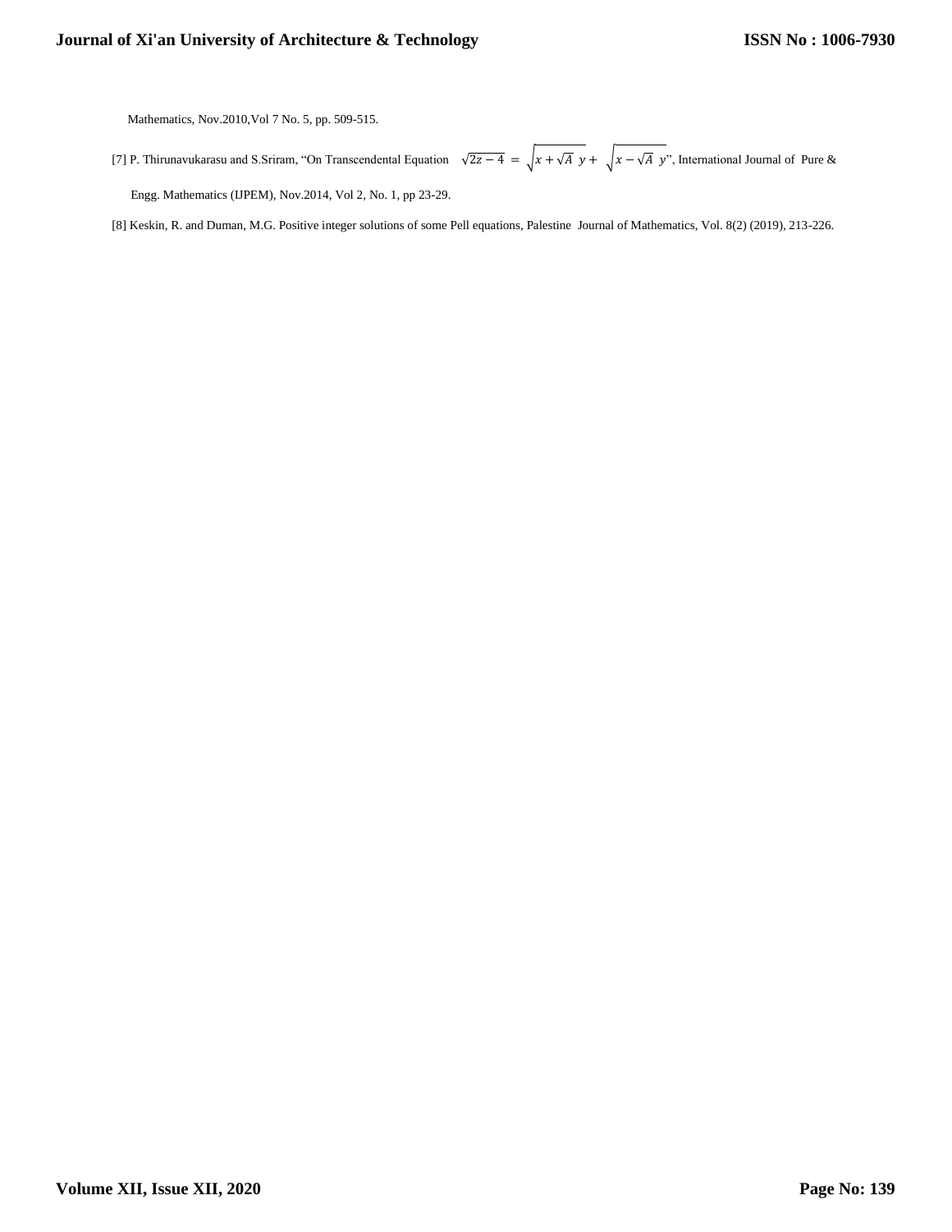Mathematics, Nov.2010,Vol 7 No. 5, pp. 509-515.

[7] P. Thirunavukarasu and S.Sriram, "On Transcendental Equation $\sqrt{2z-4} = \sqrt{x+\sqrt{A}\ y} + \sqrt{x-\sqrt{A}\ y}$", International Journal of Pure & Engg. Mathematics (IJPEM), Nov.2014, Vol 2, No. 1, pp 23-29.

[8] Keskin, R. and Duman, M.G. Positive integer solutions of some Pell equations, Palestine Journal of Mathematics, Vol. 8(2) (2019), 213-226.